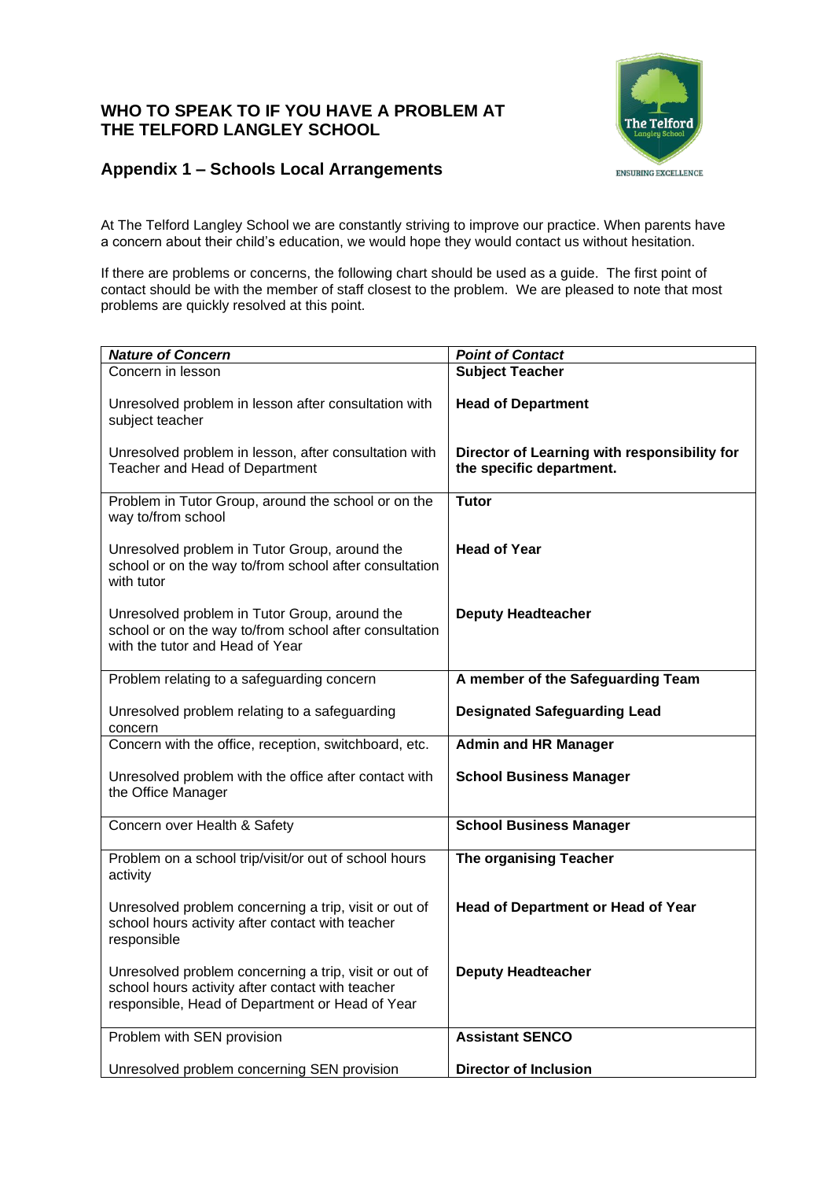# WHO TO SPEAK TO IF YOU HAVE A PROBLEM AT THE TELFORD LANGLEY SCHOOL

## Appendix 1 – Schools Local Arrangements

At The Telford Langley School we are constantly striving to improve our practice. When parents have a concern about their child's education, we would hope they would contact us without hesitation.

If there are problems or concerns, the following chart should be used as a guide. The first point of contact should be with the member of staff closest to the problem. We are pleased to note that most problems are quickly resolved at this point.

| ***Nature of Concern*** | ***Point of Contact*** |
|---|---|
| Concern in lesson | **Subject Teacher** |
| Unresolved problem in lesson after consultation with subject teacher | **Head of Department** |
| Unresolved problem in lesson, after consultation with Teacher and Head of Department | **Director of Learning with responsibility for the specific department.** |
| Problem in Tutor Group, around the school or on the way to/from school | **Tutor** |
| Unresolved problem in Tutor Group, around the school or on the way to/from school after consultation with tutor | **Head of Year** |
| Unresolved problem in Tutor Group, around the school or on the way to/from school after consultation with the tutor and Head of Year | **Deputy Headteacher** |
| Problem relating to a safeguarding concern | **A member of the Safeguarding Team** |
| Unresolved problem relating to a safeguarding concern | **Designated Safeguarding Lead** |
| Concern with the office, reception, switchboard, etc. | **Admin and HR Manager** |
| Unresolved problem with the office after contact with the Office Manager | **School Business Manager** |
| Concern over Health & Safety | **School Business Manager** |
| Problem on a school trip/visit/or out of school hours activity | **The organising Teacher** |
| Unresolved problem concerning a trip, visit or out of school hours activity after contact with teacher responsible | **Head of Department or Head of Year** |
| Unresolved problem concerning a trip, visit or out of school hours activity after contact with teacher responsible, Head of Department or Head of Year | **Deputy Headteacher** |
| Problem with SEN provision | **Assistant SENCO** |
| Unresolved problem concerning SEN provision | **Director of Inclusion** |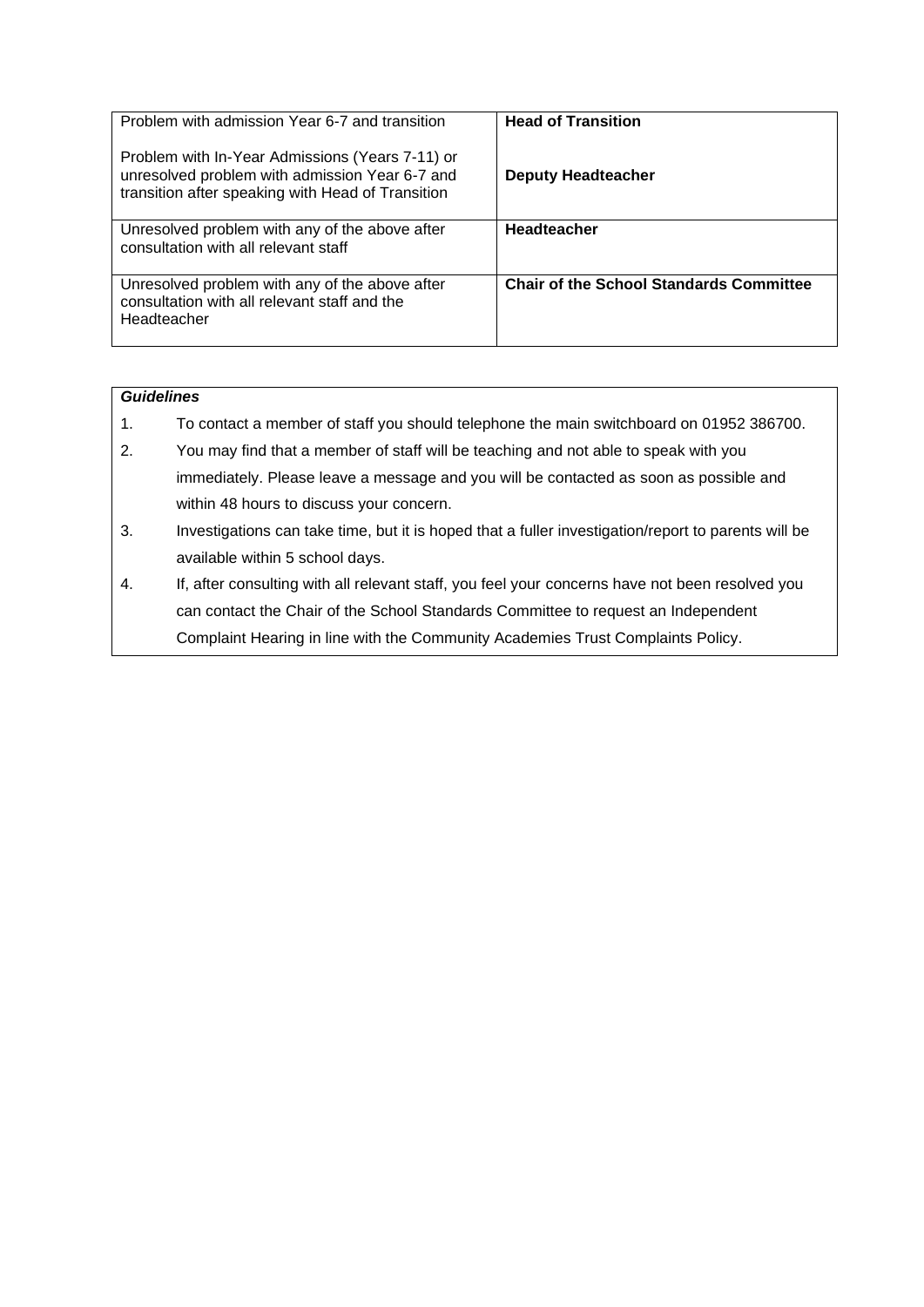| | |
|---|---|
| Problem with admission Year 6-7 and transition<br><br>Problem with In-Year Admissions (Years 7-11) or unresolved problem with admission Year 6-7 and transition after speaking with Head of Transition | **Head of Transition**<br><br>**Deputy Headteacher** |
| Unresolved problem with any of the above after consultation with all relevant staff | **Headteacher** |
| Unresolved problem with any of the above after consultation with all relevant staff and the Headteacher | **Chair of the School Standards Committee** |

***Guidelines***

1. To contact a member of staff you should telephone the main switchboard on 01952 386700.
2. You may find that a member of staff will be teaching and not able to speak with you immediately. Please leave a message and you will be contacted as soon as possible and within 48 hours to discuss your concern.
3. Investigations can take time, but it is hoped that a fuller investigation/report to parents will be available within 5 school days.
4. If, after consulting with all relevant staff, you feel your concerns have not been resolved you can contact the Chair of the School Standards Committee to request an Independent Complaint Hearing in line with the Community Academies Trust Complaints Policy.